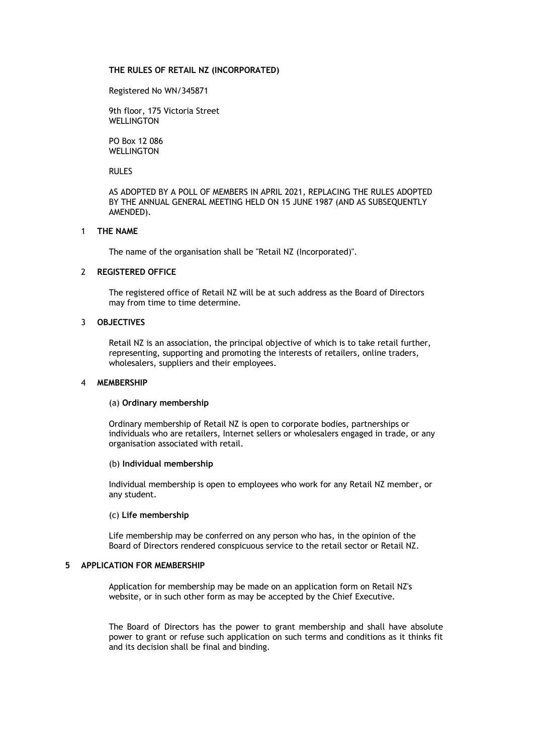# THE RULES OF RETAIL NZ (INCORPORATED)

Registered No WN/345871

9th floor, 175 Victoria Street
WELLINGTON

PO Box 12 086
WELLINGTON

RULES

AS ADOPTED BY A POLL OF MEMBERS IN APRIL 2021, REPLACING THE RULES ADOPTED BY THE ANNUAL GENERAL MEETING HELD ON 15 JUNE 1987 (AND AS SUBSEQUENTLY AMENDED).

## 1 THE NAME

The name of the organisation shall be "Retail NZ (Incorporated)".

## 2 REGISTERED OFFICE

The registered office of Retail NZ will be at such address as the Board of Directors may from time to time determine.

## 3 OBJECTIVES

Retail NZ is an association, the principal objective of which is to take retail further, representing, supporting and promoting the interests of retailers, online traders, wholesalers, suppliers and their employees.

## 4 MEMBERSHIP

### (a) Ordinary membership

Ordinary membership of Retail NZ is open to corporate bodies, partnerships or individuals who are retailers, Internet sellers or wholesalers engaged in trade, or any organisation associated with retail.

### (b) Individual membership

Individual membership is open to employees who work for any Retail NZ member, or any student.

### (c) Life membership

Life membership may be conferred on any person who has, in the opinion of the Board of Directors rendered conspicuous service to the retail sector or Retail NZ.

## 5 APPLICATION FOR MEMBERSHIP

Application for membership may be made on an application form on Retail NZ's website, or in such other form as may be accepted by the Chief Executive.

The Board of Directors has the power to grant membership and shall have absolute power to grant or refuse such application on such terms and conditions as it thinks fit and its decision shall be final and binding.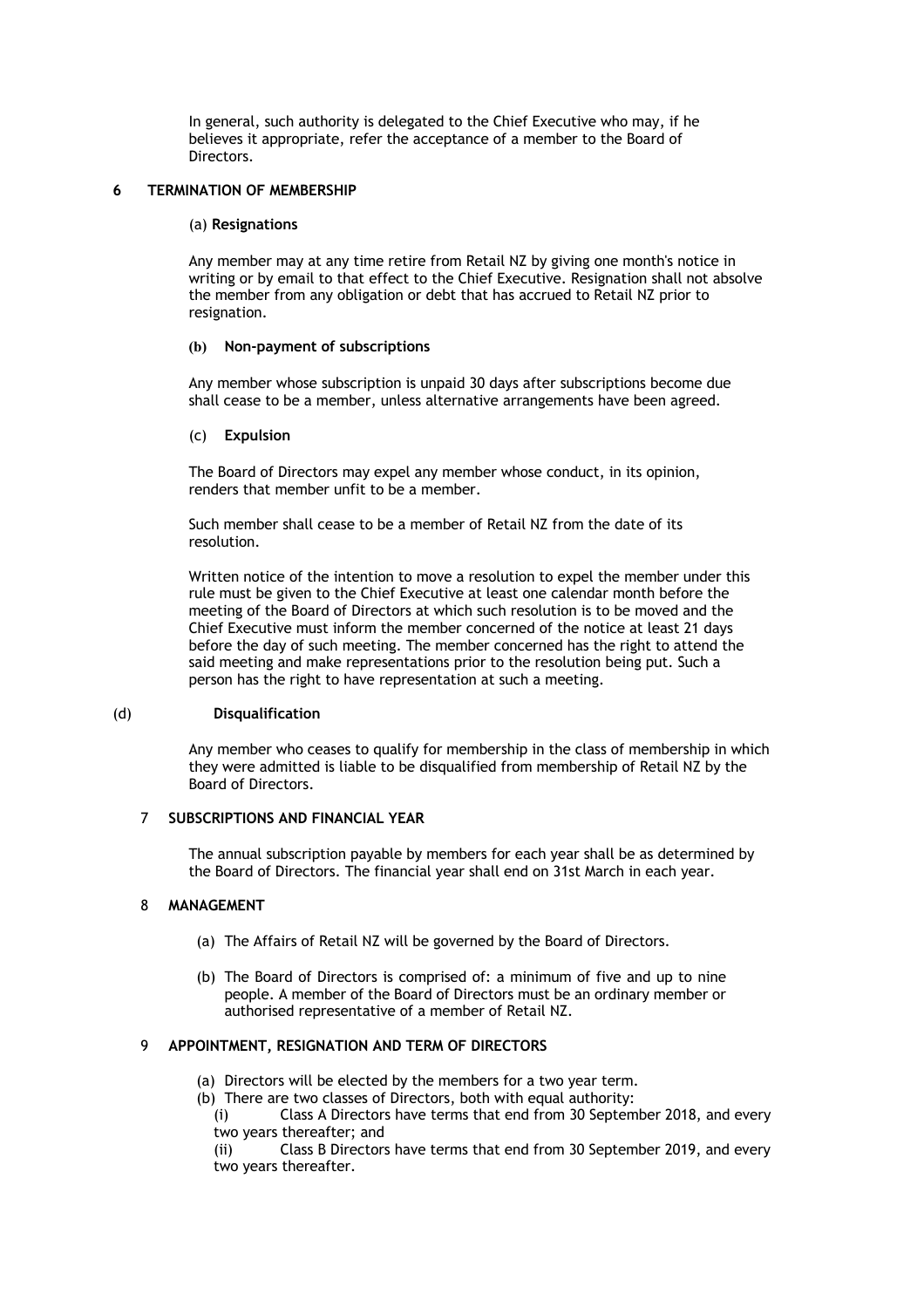In general, such authority is delegated to the Chief Executive who may, if he believes it appropriate, refer the acceptance of a member to the Board of Directors.

## 6 TERMINATION OF MEMBERSHIP

### (a) Resignations

Any member may at any time retire from Retail NZ by giving one month's notice in writing or by email to that effect to the Chief Executive. Resignation shall not absolve the member from any obligation or debt that has accrued to Retail NZ prior to resignation.

### (b) Non-payment of subscriptions

Any member whose subscription is unpaid 30 days after subscriptions become due shall cease to be a member, unless alternative arrangements have been agreed.

### (c) Expulsion

The Board of Directors may expel any member whose conduct, in its opinion, renders that member unfit to be a member.

Such member shall cease to be a member of Retail NZ from the date of its resolution.

Written notice of the intention to move a resolution to expel the member under this rule must be given to the Chief Executive at least one calendar month before the meeting of the Board of Directors at which such resolution is to be moved and the Chief Executive must inform the member concerned of the notice at least 21 days before the day of such meeting. The member concerned has the right to attend the said meeting and make representations prior to the resolution being put. Such a person has the right to have representation at such a meeting.

### (d) Disqualification

Any member who ceases to qualify for membership in the class of membership in which they were admitted is liable to be disqualified from membership of Retail NZ by the Board of Directors.

## 7 SUBSCRIPTIONS AND FINANCIAL YEAR

The annual subscription payable by members for each year shall be as determined by the Board of Directors. The financial year shall end on 31st March in each year.

## 8 MANAGEMENT

(a) The Affairs of Retail NZ will be governed by the Board of Directors.

(b) The Board of Directors is comprised of: a minimum of five and up to nine people. A member of the Board of Directors must be an ordinary member or authorised representative of a member of Retail NZ.

## 9 APPOINTMENT, RESIGNATION AND TERM OF DIRECTORS

(a) Directors will be elected by the members for a two year term.

(b) There are two classes of Directors, both with equal authority:

(i) Class A Directors have terms that end from 30 September 2018, and every two years thereafter; and

(ii) Class B Directors have terms that end from 30 September 2019, and every two years thereafter.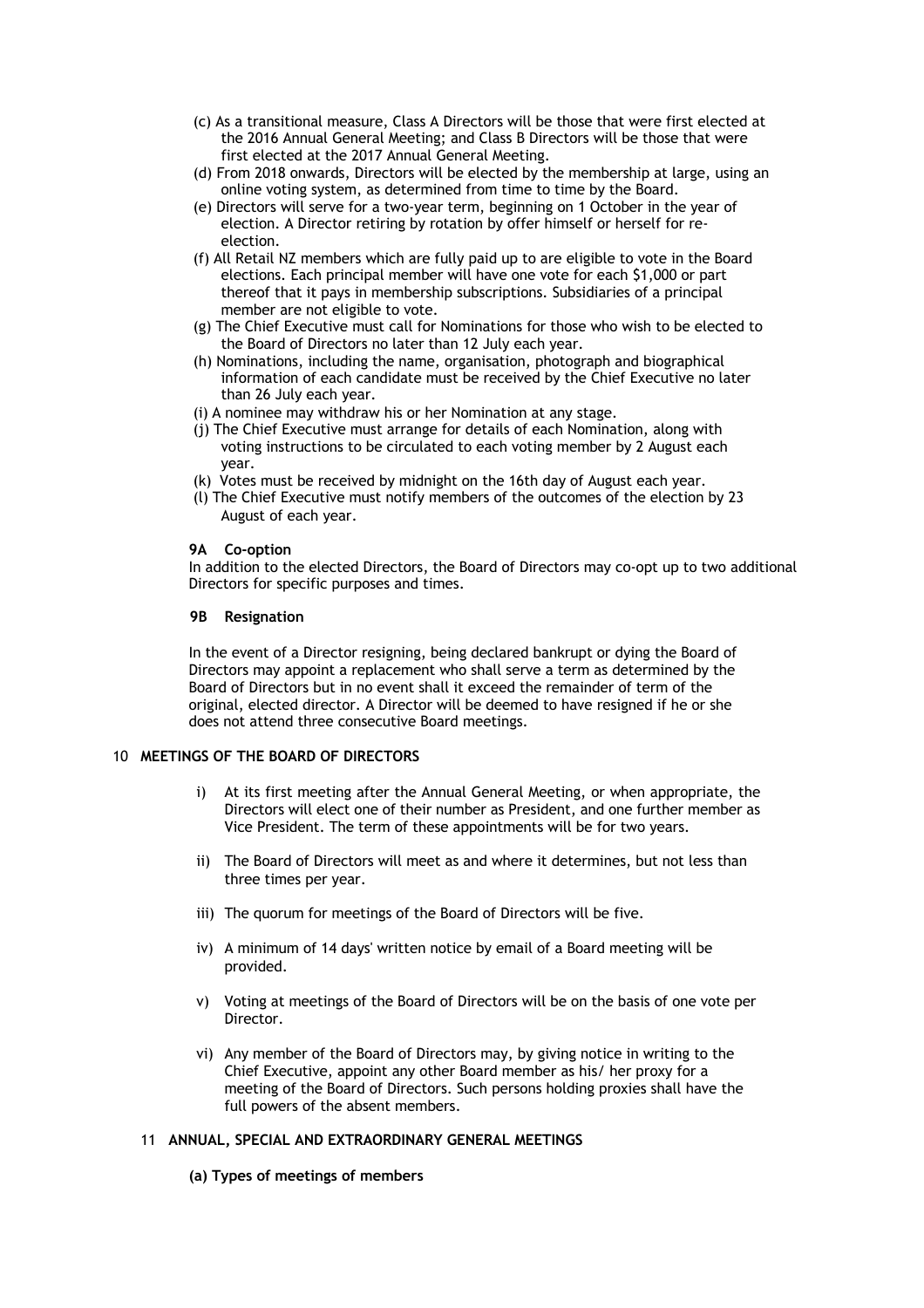(c) As a transitional measure, Class A Directors will be those that were first elected at the 2016 Annual General Meeting; and Class B Directors will be those that were first elected at the 2017 Annual General Meeting.

(d) From 2018 onwards, Directors will be elected by the membership at large, using an online voting system, as determined from time to time by the Board.

(e) Directors will serve for a two-year term, beginning on 1 October in the year of election. A Director retiring by rotation by offer himself or herself for re-election.

(f) All Retail NZ members which are fully paid up to are eligible to vote in the Board elections. Each principal member will have one vote for each $1,000 or part thereof that it pays in membership subscriptions. Subsidiaries of a principal member are not eligible to vote.

(g) The Chief Executive must call for Nominations for those who wish to be elected to the Board of Directors no later than 12 July each year.

(h) Nominations, including the name, organisation, photograph and biographical information of each candidate must be received by the Chief Executive no later than 26 July each year.

(i) A nominee may withdraw his or her Nomination at any stage.

(j) The Chief Executive must arrange for details of each Nomination, along with voting instructions to be circulated to each voting member by 2 August each year.

(k) Votes must be received by midnight on the 16th day of August each year.

(l) The Chief Executive must notify members of the outcomes of the election by 23 August of each year.

**9A Co-option**

In addition to the elected Directors, the Board of Directors may co-opt up to two additional Directors for specific purposes and times.

**9B Resignation**

In the event of a Director resigning, being declared bankrupt or dying the Board of Directors may appoint a replacement who shall serve a term as determined by the Board of Directors but in no event shall it exceed the remainder of term of the original, elected director. A Director will be deemed to have resigned if he or she does not attend three consecutive Board meetings.

## 10 MEETINGS OF THE BOARD OF DIRECTORS

i) At its first meeting after the Annual General Meeting, or when appropriate, the Directors will elect one of their number as President, and one further member as Vice President. The term of these appointments will be for two years.

ii) The Board of Directors will meet as and where it determines, but not less than three times per year.

iii) The quorum for meetings of the Board of Directors will be five.

iv) A minimum of 14 days' written notice by email of a Board meeting will be provided.

v) Voting at meetings of the Board of Directors will be on the basis of one vote per Director.

vi) Any member of the Board of Directors may, by giving notice in writing to the Chief Executive, appoint any other Board member as his/ her proxy for a meeting of the Board of Directors. Such persons holding proxies shall have the full powers of the absent members.

## 11 ANNUAL, SPECIAL AND EXTRAORDINARY GENERAL MEETINGS

**(a) Types of meetings of members**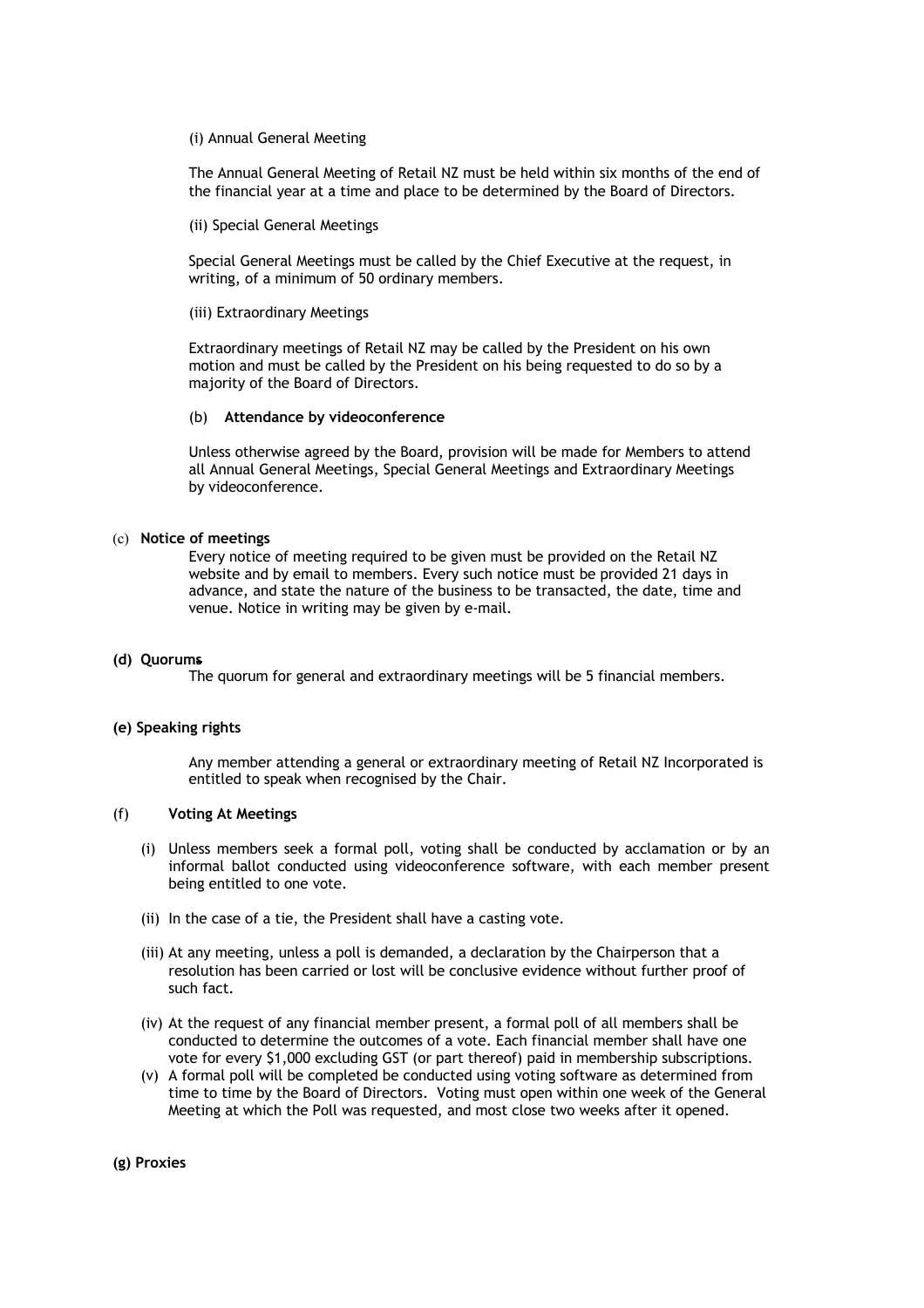(i) Annual General Meeting

The Annual General Meeting of Retail NZ must be held within six months of the end of the financial year at a time and place to be determined by the Board of Directors.

(ii) Special General Meetings

Special General Meetings must be called by the Chief Executive at the request, in writing, of a minimum of 50 ordinary members.

(iii) Extraordinary Meetings

Extraordinary meetings of Retail NZ may be called by the President on his own motion and must be called by the President on his being requested to do so by a majority of the Board of Directors.

(b) **Attendance by videoconference**

Unless otherwise agreed by the Board, provision will be made for Members to attend all Annual General Meetings, Special General Meetings and Extraordinary Meetings by videoconference.

(c) **Notice of meetings**

Every notice of meeting required to be given must be provided on the Retail NZ website and by email to members. Every such notice must be provided 21 days in advance, and state the nature of the business to be transacted, the date, time and venue. Notice in writing may be given by e-mail.

**(d) Quorums**

The quorum for general and extraordinary meetings will be 5 financial members.

**(e) Speaking rights**

Any member attending a general or extraordinary meeting of Retail NZ Incorporated is entitled to speak when recognised by the Chair.

(f) **Voting At Meetings**

(i) Unless members seek a formal poll, voting shall be conducted by acclamation or by an informal ballot conducted using videoconference software, with each member present being entitled to one vote.

(ii) In the case of a tie, the President shall have a casting vote.

(iii) At any meeting, unless a poll is demanded, a declaration by the Chairperson that a resolution has been carried or lost will be conclusive evidence without further proof of such fact.

(iv) At the request of any financial member present, a formal poll of all members shall be conducted to determine the outcomes of a vote. Each financial member shall have one vote for every $1,000 excluding GST (or part thereof) paid in membership subscriptions.

(v) A formal poll will be completed be conducted using voting software as determined from time to time by the Board of Directors. Voting must open within one week of the General Meeting at which the Poll was requested, and most close two weeks after it opened.

**(g) Proxies**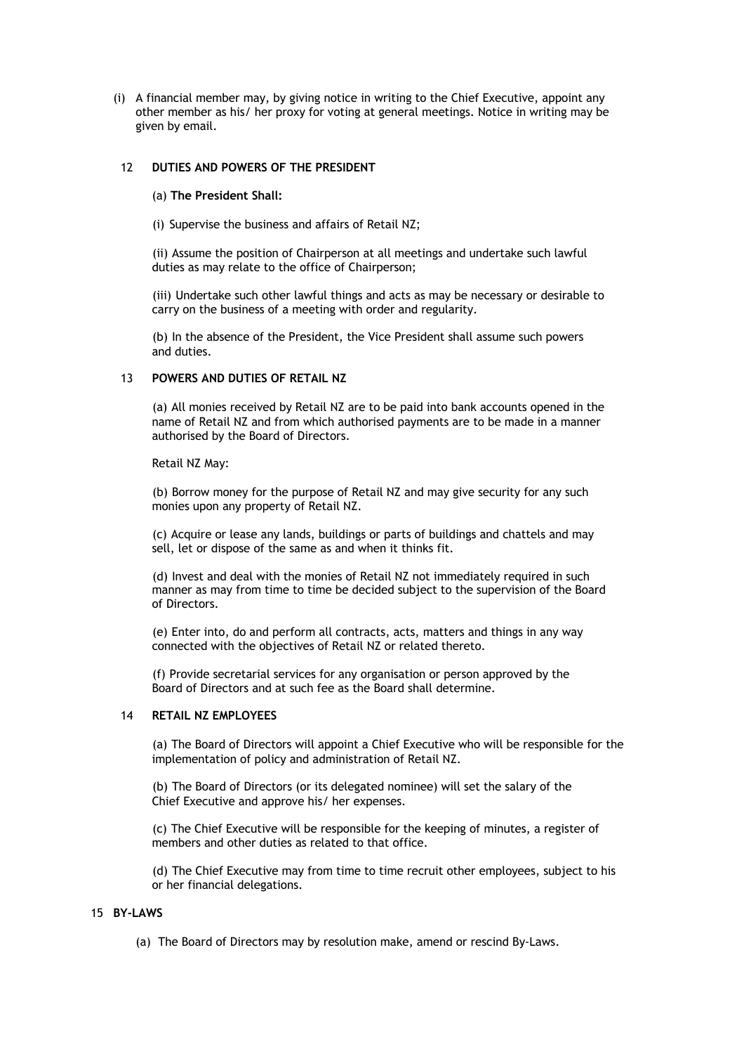(i) A financial member may, by giving notice in writing to the Chief Executive, appoint any other member as his/ her proxy for voting at general meetings. Notice in writing may be given by email.

## 12 DUTIES AND POWERS OF THE PRESIDENT

(a) **The President Shall:**

(i) Supervise the business and affairs of Retail NZ;

(ii) Assume the position of Chairperson at all meetings and undertake such lawful duties as may relate to the office of Chairperson;

(iii) Undertake such other lawful things and acts as may be necessary or desirable to carry on the business of a meeting with order and regularity.

(b) In the absence of the President, the Vice President shall assume such powers and duties.

## 13 POWERS AND DUTIES OF RETAIL NZ

(a) All monies received by Retail NZ are to be paid into bank accounts opened in the name of Retail NZ and from which authorised payments are to be made in a manner authorised by the Board of Directors.

Retail NZ May:

(b) Borrow money for the purpose of Retail NZ and may give security for any such monies upon any property of Retail NZ.

(c) Acquire or lease any lands, buildings or parts of buildings and chattels and may sell, let or dispose of the same as and when it thinks fit.

(d) Invest and deal with the monies of Retail NZ not immediately required in such manner as may from time to time be decided subject to the supervision of the Board of Directors.

(e) Enter into, do and perform all contracts, acts, matters and things in any way connected with the objectives of Retail NZ or related thereto.

(f) Provide secretarial services for any organisation or person approved by the Board of Directors and at such fee as the Board shall determine.

## 14 RETAIL NZ EMPLOYEES

(a) The Board of Directors will appoint a Chief Executive who will be responsible for the implementation of policy and administration of Retail NZ.

(b) The Board of Directors (or its delegated nominee) will set the salary of the Chief Executive and approve his/ her expenses.

(c) The Chief Executive will be responsible for the keeping of minutes, a register of members and other duties as related to that office.

(d) The Chief Executive may from time to time recruit other employees, subject to his or her financial delegations.

## 15 BY-LAWS

(a) The Board of Directors may by resolution make, amend or rescind By-Laws.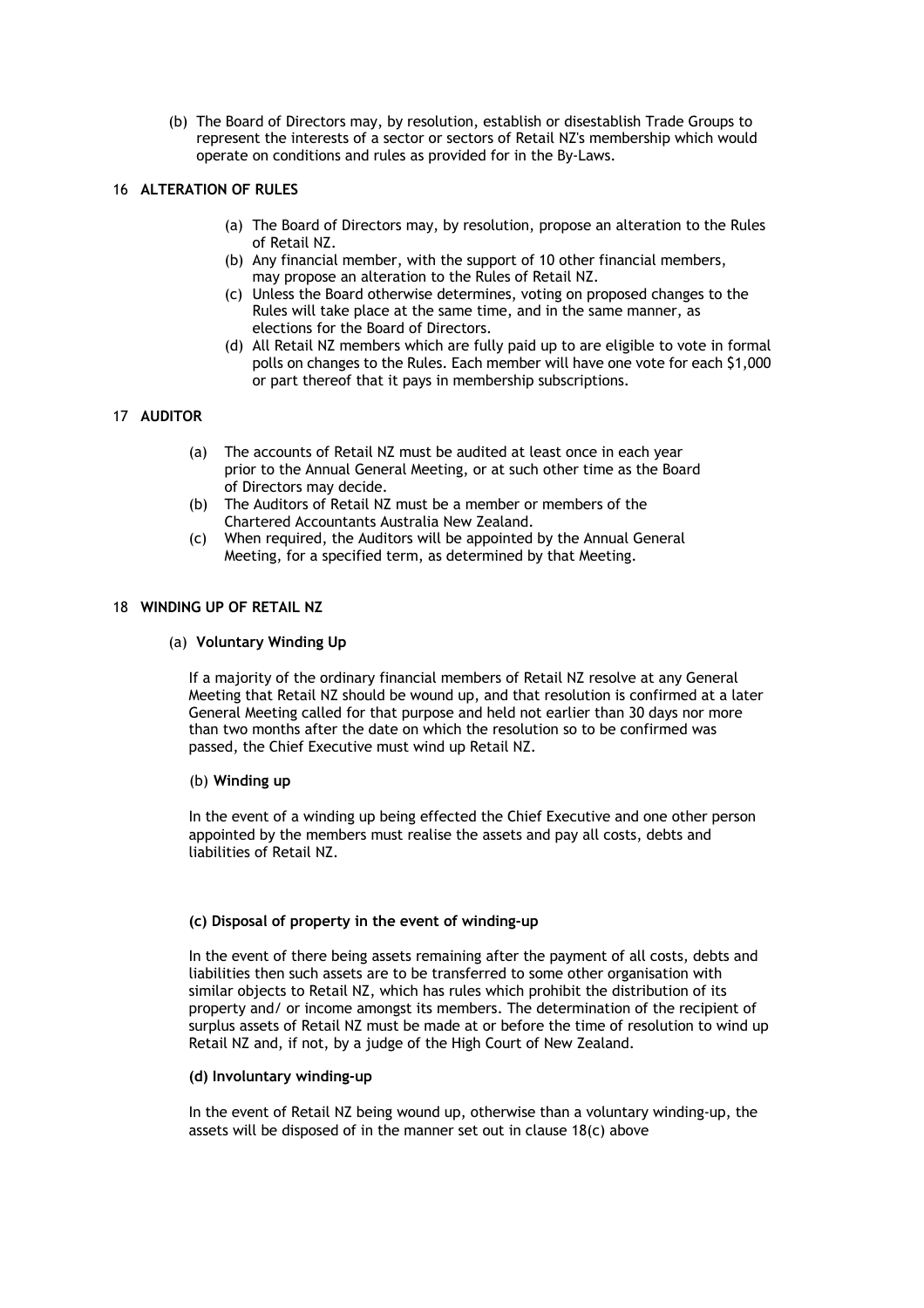(b) The Board of Directors may, by resolution, establish or disestablish Trade Groups to represent the interests of a sector or sectors of Retail NZ's membership which would operate on conditions and rules as provided for in the By-Laws.

## 16 ALTERATION OF RULES

(a) The Board of Directors may, by resolution, propose an alteration to the Rules of Retail NZ.
(b) Any financial member, with the support of 10 other financial members, may propose an alteration to the Rules of Retail NZ.
(c) Unless the Board otherwise determines, voting on proposed changes to the Rules will take place at the same time, and in the same manner, as elections for the Board of Directors.
(d) All Retail NZ members which are fully paid up to are eligible to vote in formal polls on changes to the Rules. Each member will have one vote for each $1,000 or part thereof that it pays in membership subscriptions.

## 17 AUDITOR

(a) The accounts of Retail NZ must be audited at least once in each year prior to the Annual General Meeting, or at such other time as the Board of Directors may decide.
(b) The Auditors of Retail NZ must be a member or members of the Chartered Accountants Australia New Zealand.
(c) When required, the Auditors will be appointed by the Annual General Meeting, for a specified term, as determined by that Meeting.

## 18 WINDING UP OF RETAIL NZ

### (a) Voluntary Winding Up

If a majority of the ordinary financial members of Retail NZ resolve at any General Meeting that Retail NZ should be wound up, and that resolution is confirmed at a later General Meeting called for that purpose and held not earlier than 30 days nor more than two months after the date on which the resolution so to be confirmed was passed, the Chief Executive must wind up Retail NZ.

### (b) Winding up

In the event of a winding up being effected the Chief Executive and one other person appointed by the members must realise the assets and pay all costs, debts and liabilities of Retail NZ.

### (c) Disposal of property in the event of winding-up

In the event of there being assets remaining after the payment of all costs, debts and liabilities then such assets are to be transferred to some other organisation with similar objects to Retail NZ, which has rules which prohibit the distribution of its property and/ or income amongst its members. The determination of the recipient of surplus assets of Retail NZ must be made at or before the time of resolution to wind up Retail NZ and, if not, by a judge of the High Court of New Zealand.

### (d) Involuntary winding-up

In the event of Retail NZ being wound up, otherwise than a voluntary winding-up, the assets will be disposed of in the manner set out in clause 18(c) above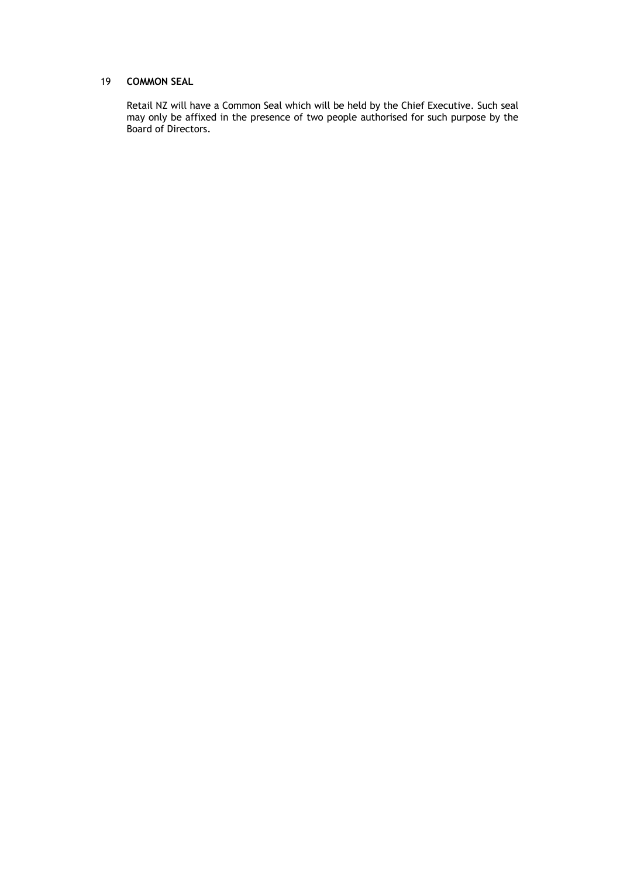## 19 COMMON SEAL

Retail NZ will have a Common Seal which will be held by the Chief Executive. Such seal may only be affixed in the presence of two people authorised for such purpose by the Board of Directors.